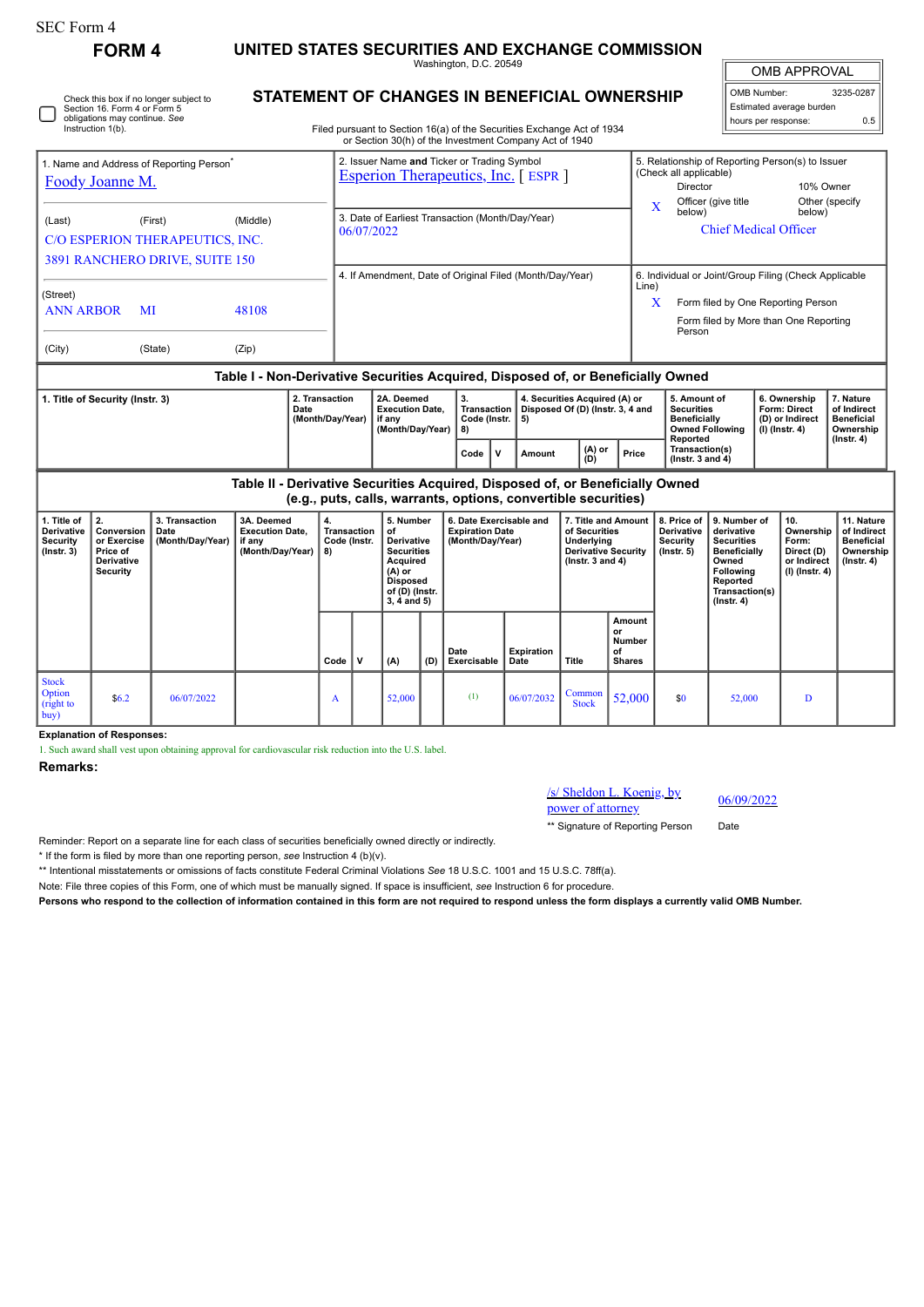SEC Form 4

# FORM 4

# UNITED STATES SECURITIES AND EXCHANGE COMMISSION

Washington, D.C. 20549

## STATEMENT OF CHANGES IN BENEFICIAL OWNERSHIP

Filed pursuant to Section 16(a) of the Securities Exchange Act of 1934 or Section 30(h) of the Investment Company Act of 1940

| OMB APPROVAL | |
|---|---|
| OMB Number: | 3235-0287 |
| Estimated average burden | |
| hours per response: | 0.5 |

☐ Check this box if no longer subject to Section 16. Form 4 or Form 5 obligations may continue. *See* Instruction 1(b).

1. Name and Address of Reporting Person*
Foody Joanne M.

(Last) (First) (Middle)
C/O ESPERION THERAPEUTICS, INC.
3891 RANCHERO DRIVE, SUITE 150

(Street)
ANN ARBOR MI 48108

(City) (State) (Zip)

2. Issuer Name **and** Ticker or Trading Symbol
Esperion Therapeutics, Inc. [ ESPR ]

3. Date of Earliest Transaction (Month/Day/Year)
06/07/2022

4. If Amendment, Date of Original Filed (Month/Day/Year)

5. Relationship of Reporting Person(s) to Issuer (Check all applicable)
Director | 10% Owner
X Officer (give title below) | Other (specify below)
Chief Medical Officer

6. Individual or Joint/Group Filing (Check Applicable Line)
X Form filed by One Reporting Person
Form filed by More than One Reporting Person

## Table I - Non-Derivative Securities Acquired, Disposed of, or Beneficially Owned

| 1. Title of Security (Instr. 3) | 2. Transaction Date (Month/Day/Year) | 2A. Deemed Execution Date, if any (Month/Day/Year) | 3. Transaction Code (Instr. 8) | | 4. Securities Acquired (A) or Disposed Of (D) (Instr. 3, 4 and 5) | | | 5. Amount of Securities Beneficially Owned Following Reported Transaction(s) (Instr. 3 and 4) | 6. Ownership Form: Direct (D) or Indirect (I) (Instr. 4) | 7. Nature of Indirect Beneficial Ownership (Instr. 4) |
|---|---|---|---|---|---|---|---|---|---|---|
| | | | Code | V | Amount | (A) or (D) | Price | | | |

## Table II - Derivative Securities Acquired, Disposed of, or Beneficially Owned (e.g., puts, calls, warrants, options, convertible securities)

| 1. Title of Derivative Security (Instr. 3) | 2. Conversion or Exercise Price of Derivative Security | 3. Transaction Date (Month/Day/Year) | 3A. Deemed Execution Date, if any (Month/Day/Year) | 4. Transaction Code (Instr. 8) | | 5. Number of Derivative Securities Acquired (A) or Disposed of (D) (Instr. 3, 4 and 5) | | 6. Date Exercisable and Expiration Date (Month/Day/Year) | | 7. Title and Amount of Securities Underlying Derivative Security (Instr. 3 and 4) | | 8. Price of Derivative Security (Instr. 5) | 9. Number of derivative Securities Beneficially Owned Following Reported Transaction(s) (Instr. 4) | 10. Ownership Form: Direct (D) or Indirect (I) (Instr. 4) | 11. Nature of Indirect Beneficial Ownership (Instr. 4) |
|---|---|---|---|---|---|---|---|---|---|---|---|---|---|---|---|
| | | | | Code | V | (A) | (D) | Date Exercisable | Expiration Date | Title | Amount or Number of Shares | | | | |
| Stock Option (right to buy) | $6.2 | 06/07/2022 | | A | | 52,000 | | (1) | 06/07/2032 | Common Stock | 52,000 | $0 | 52,000 | D | |

**Explanation of Responses:**

1. Such award shall vest upon obtaining approval for cardiovascular risk reduction into the U.S. label.

**Remarks:**

/s/ Sheldon L. Koenig, by power of attorney — 06/09/2022

** Signature of Reporting Person — Date

Reminder: Report on a separate line for each class of securities beneficially owned directly or indirectly.

* If the form is filed by more than one reporting person, *see* Instruction 4 (b)(v).

** Intentional misstatements or omissions of facts constitute Federal Criminal Violations *See* 18 U.S.C. 1001 and 15 U.S.C. 78ff(a).

Note: File three copies of this Form, one of which must be manually signed. If space is insufficient, *see* Instruction 6 for procedure.

**Persons who respond to the collection of information contained in this form are not required to respond unless the form displays a currently valid OMB Number.**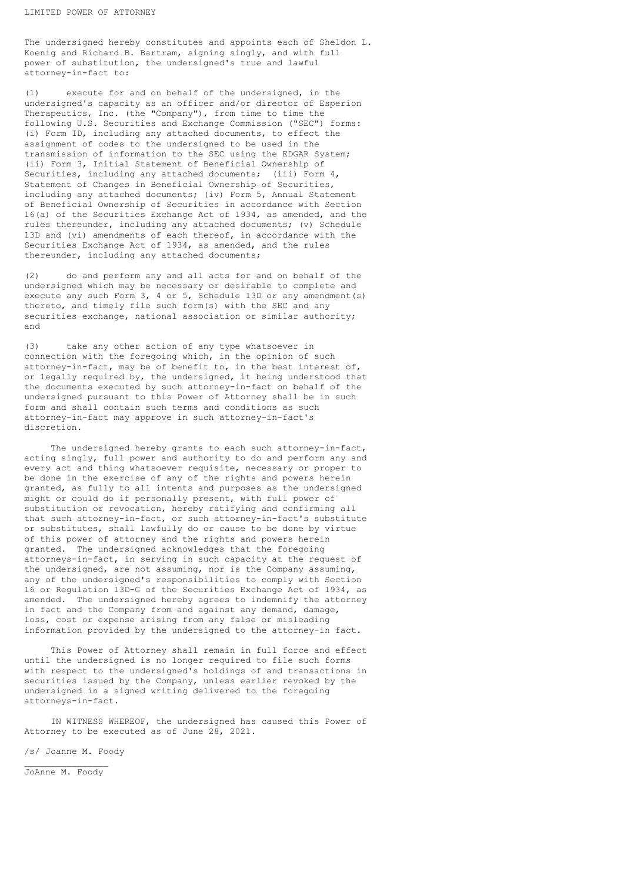LIMITED POWER OF ATTORNEY

The undersigned hereby constitutes and appoints each of Sheldon L. Koenig and Richard B. Bartram, signing singly, and with full power of substitution, the undersigned's true and lawful attorney-in-fact to:

(1) execute for and on behalf of the undersigned, in the undersigned's capacity as an officer and/or director of Esperion Therapeutics, Inc. (the "Company"), from time to time the following U.S. Securities and Exchange Commission ("SEC") forms: (i) Form ID, including any attached documents, to effect the assignment of codes to the undersigned to be used in the transmission of information to the SEC using the EDGAR System; (ii) Form 3, Initial Statement of Beneficial Ownership of Securities, including any attached documents; (iii) Form 4, Statement of Changes in Beneficial Ownership of Securities, including any attached documents; (iv) Form 5, Annual Statement of Beneficial Ownership of Securities in accordance with Section 16(a) of the Securities Exchange Act of 1934, as amended, and the rules thereunder, including any attached documents; (v) Schedule 13D and (vi) amendments of each thereof, in accordance with the Securities Exchange Act of 1934, as amended, and the rules thereunder, including any attached documents;

(2) do and perform any and all acts for and on behalf of the undersigned which may be necessary or desirable to complete and execute any such Form 3, 4 or 5, Schedule 13D or any amendment(s) thereto, and timely file such form(s) with the SEC and any securities exchange, national association or similar authority; and

(3) take any other action of any type whatsoever in connection with the foregoing which, in the opinion of such attorney-in-fact, may be of benefit to, in the best interest of, or legally required by, the undersigned, it being understood that the documents executed by such attorney-in-fact on behalf of the undersigned pursuant to this Power of Attorney shall be in such form and shall contain such terms and conditions as such attorney-in-fact may approve in such attorney-in-fact's discretion.

The undersigned hereby grants to each such attorney-in-fact, acting singly, full power and authority to do and perform any and every act and thing whatsoever requisite, necessary or proper to be done in the exercise of any of the rights and powers herein granted, as fully to all intents and purposes as the undersigned might or could do if personally present, with full power of substitution or revocation, hereby ratifying and confirming all that such attorney-in-fact, or such attorney-in-fact's substitute or substitutes, shall lawfully do or cause to be done by virtue of this power of attorney and the rights and powers herein granted. The undersigned acknowledges that the foregoing attorneys-in-fact, in serving in such capacity at the request of the undersigned, are not assuming, nor is the Company assuming, any of the undersigned's responsibilities to comply with Section 16 or Regulation 13D-G of the Securities Exchange Act of 1934, as amended. The undersigned hereby agrees to indemnify the attorney in fact and the Company from and against any demand, damage, loss, cost or expense arising from any false or misleading information provided by the undersigned to the attorney-in fact.

This Power of Attorney shall remain in full force and effect until the undersigned is no longer required to file such forms with respect to the undersigned's holdings of and transactions in securities issued by the Company, unless earlier revoked by the undersigned in a signed writing delivered to the foregoing attorneys-in-fact.

IN WITNESS WHEREOF, the undersigned has caused this Power of Attorney to be executed as of June 28, 2021.

/s/ Joanne M. Foody

\_\_\_\_\_\_\_\_\_\_\_\_\_\_\_\_

JoAnne M. Foody